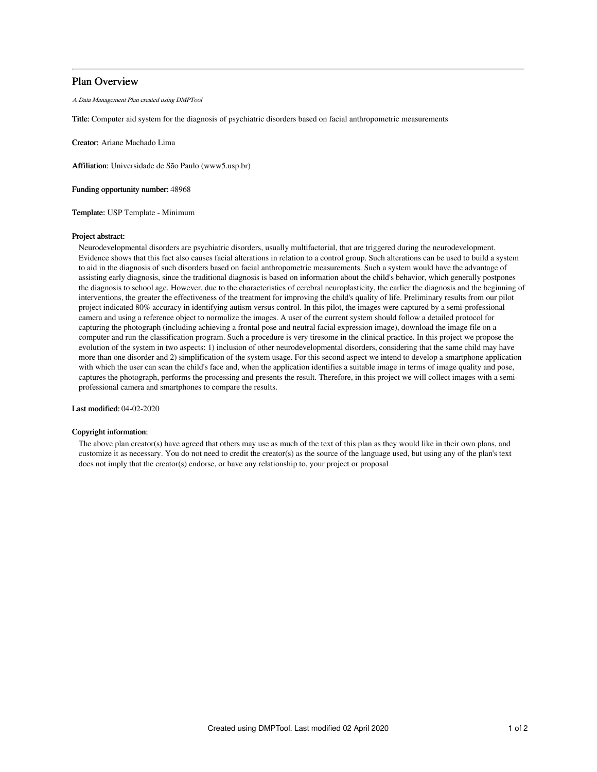# Plan Overview

*A Data Management Plan created using DMPTool*

**Title:** Computer aid system for the diagnosis of psychiatric disorders based on facial anthropometric measurements

**Creator:** Ariane Machado Lima

**Affiliation:** Universidade de São Paulo (www5.usp.br)

**Funding opportunity number:** 48968

**Template:** USP Template - Minimum

**Project abstract:**

Neurodevelopmental disorders are psychiatric disorders, usually multifactorial, that are triggered during the neurodevelopment. Evidence shows that this fact also causes facial alterations in relation to a control group. Such alterations can be used to build a system to aid in the diagnosis of such disorders based on facial anthropometric measurements. Such a system would have the advantage of assisting early diagnosis, since the traditional diagnosis is based on information about the child's behavior, which generally postpones the diagnosis to school age. However, due to the characteristics of cerebral neuroplasticity, the earlier the diagnosis and the beginning of interventions, the greater the effectiveness of the treatment for improving the child's quality of life. Preliminary results from our pilot project indicated 80% accuracy in identifying autism versus control. In this pilot, the images were captured by a semi-professional camera and using a reference object to normalize the images. A user of the current system should follow a detailed protocol for capturing the photograph (including achieving a frontal pose and neutral facial expression image), download the image file on a computer and run the classification program. Such a procedure is very tiresome in the clinical practice. In this project we propose the evolution of the system in two aspects: 1) inclusion of other neurodevelopmental disorders, considering that the same child may have more than one disorder and 2) simplification of the system usage. For this second aspect we intend to develop a smartphone application with which the user can scan the child's face and, when the application identifies a suitable image in terms of image quality and pose, captures the photograph, performs the processing and presents the result. Therefore, in this project we will collect images with a semi-professional camera and smartphones to compare the results.

**Last modified:** 04-02-2020

**Copyright information:**

The above plan creator(s) have agreed that others may use as much of the text of this plan as they would like in their own plans, and customize it as necessary. You do not need to credit the creator(s) as the source of the language used, but using any of the plan's text does not imply that the creator(s) endorse, or have any relationship to, your project or proposal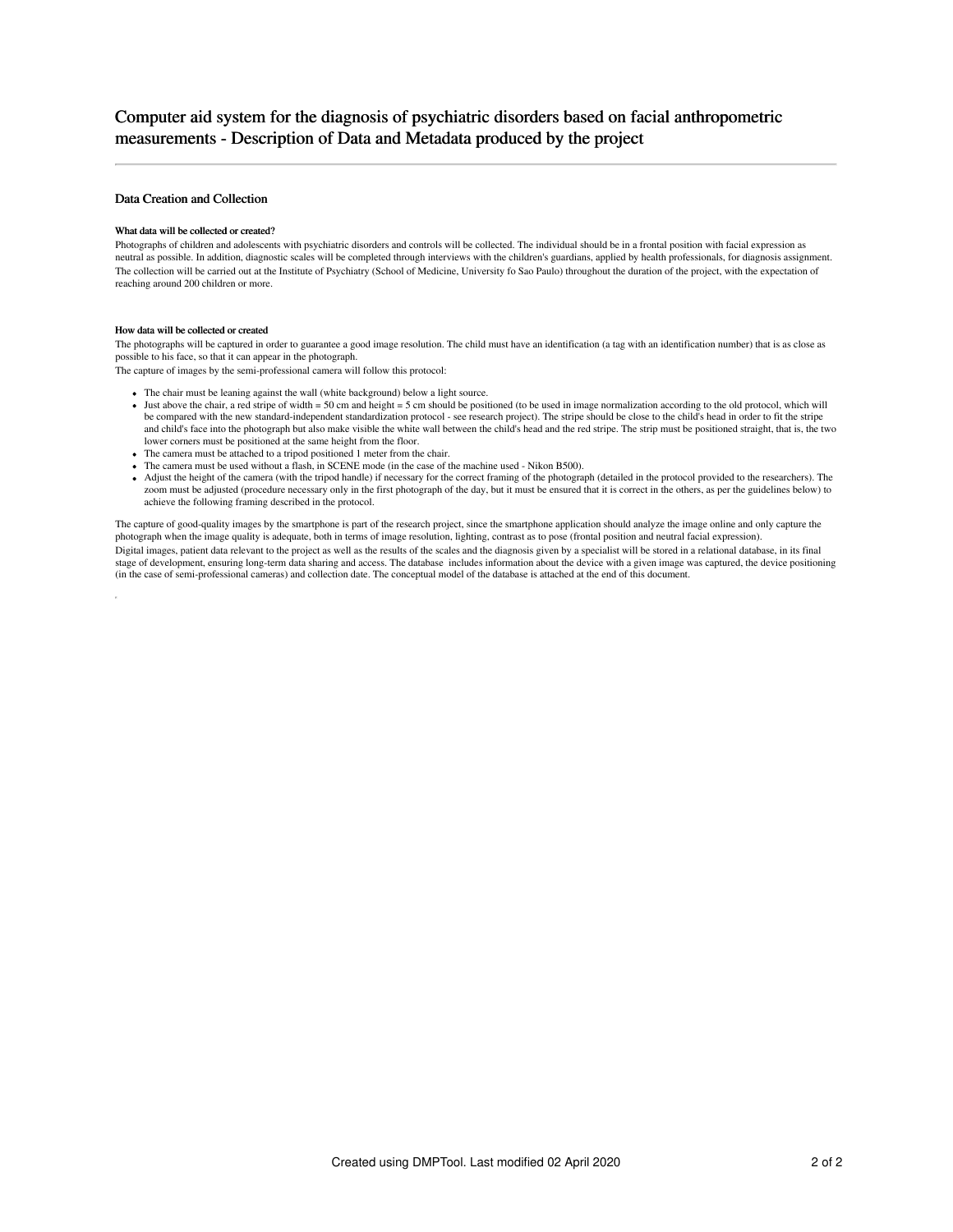# Computer aid system for the diagnosis of psychiatric disorders based on facial anthropometric measurements - Description of Data and Metadata produced by the project

## Data Creation and Collection

### What data will be collected or created?

Photographs of children and adolescents with psychiatric disorders and controls will be collected. The individual should be in a frontal position with facial expression as neutral as possible. In addition, diagnostic scales will be completed through interviews with the children's guardians, applied by health professionals, for diagnosis assignment. The collection will be carried out at the Institute of Psychiatry (School of Medicine, University fo Sao Paulo) throughout the duration of the project, with the expectation of reaching around 200 children or more.

### How data will be collected or created

The photographs will be captured in order to guarantee a good image resolution. The child must have an identification (a tag with an identification number) that is as close as possible to his face, so that it can appear in the photograph.

The capture of images by the semi-professional camera will follow this protocol:

- The chair must be leaning against the wall (white background) below a light source.
- Just above the chair, a red stripe of width = 50 cm and height = 5 cm should be positioned (to be used in image normalization according to the old protocol, which will be compared with the new standard-independent standardization protocol - see research project). The stripe should be close to the child's head in order to fit the stripe and child's face into the photograph but also make visible the white wall between the child's head and the red stripe. The strip must be positioned straight, that is, the two lower corners must be positioned at the same height from the floor.
- The camera must be attached to a tripod positioned 1 meter from the chair.
- The camera must be used without a flash, in SCENE mode (in the case of the machine used - Nikon B500).
- Adjust the height of the camera (with the tripod handle) if necessary for the correct framing of the photograph (detailed in the protocol provided to the researchers). The zoom must be adjusted (procedure necessary only in the first photograph of the day, but it must be ensured that it is correct in the others, as per the guidelines below) to achieve the following framing described in the protocol.

The capture of good-quality images by the smartphone is part of the research project, since the smartphone application should analyze the image online and only capture the photograph when the image quality is adequate, both in terms of image resolution, lighting, contrast as to pose (frontal position and neutral facial expression).

Digital images, patient data relevant to the project as well as the results of the scales and the diagnosis given by a specialist will be stored in a relational database, in its final stage of development, ensuring long-term data sharing and access. The database includes information about the device with a given image was captured, the device positioning (in the case of semi-professional cameras) and collection date. The conceptual model of the database is attached at the end of this document.

Created using DMPTool. Last modified 02 April 2020